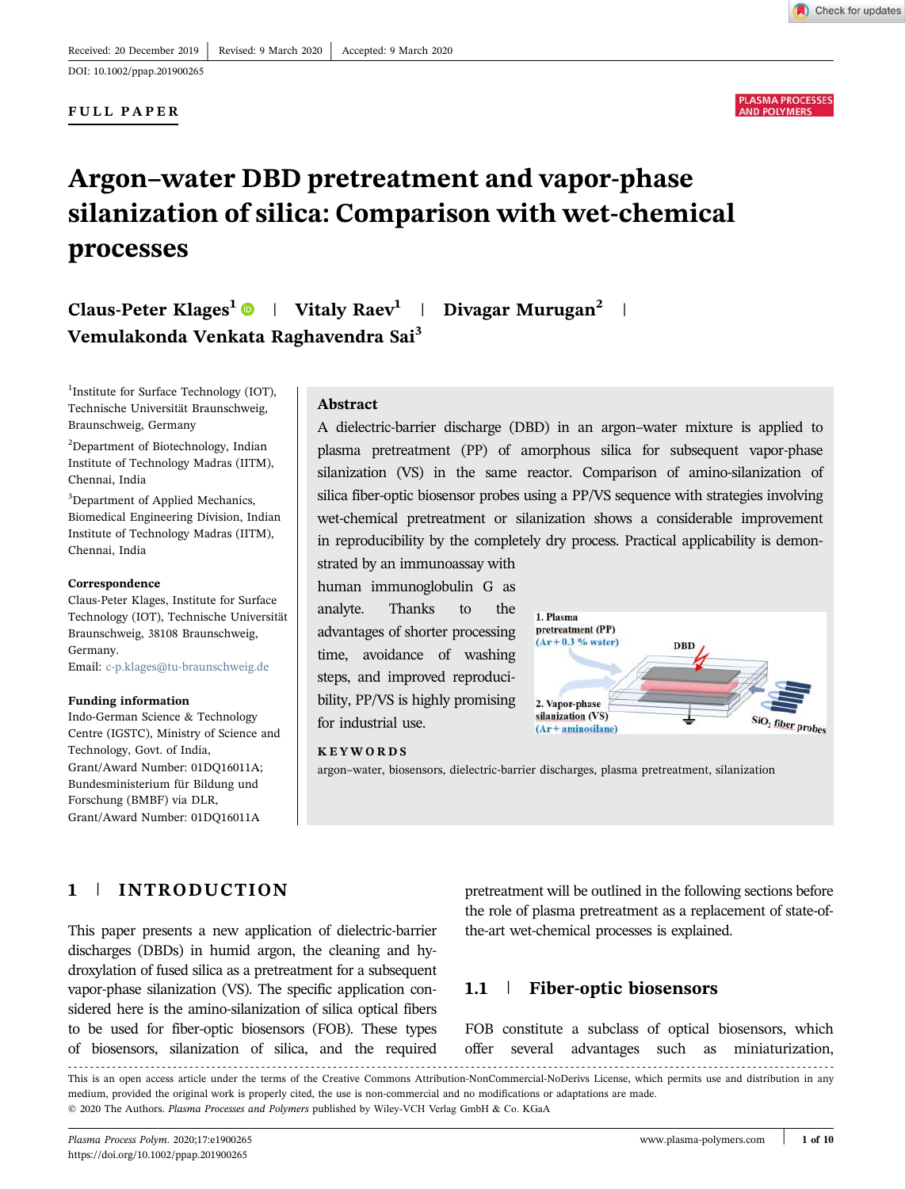Received: 20 December 2019 | Revised: 9 March 2020 | Accepted: 9 March 2020

DOI: 10.1002/ppap.201900265

FULL PAPER

# Argon–water DBD pretreatment and vapor-phase silanization of silica: Comparison with wet-chemical processes

**Claus-Peter Klages**[1] | **Vitaly Raev**[1] | **Divagar Murugan**[2] | **Vemulakonda Venkata Raghavendra Sai**[3]

[1]Institute for Surface Technology (IOT), Technische Universität Braunschweig, Braunschweig, Germany

[2]Department of Biotechnology, Indian Institute of Technology Madras (IITM), Chennai, India

[3]Department of Applied Mechanics, Biomedical Engineering Division, Indian Institute of Technology Madras (IITM), Chennai, India

**Correspondence**
Claus-Peter Klages, Institute for Surface Technology (IOT), Technische Universität Braunschweig, 38108 Braunschweig, Germany.
Email: c-p.klages@tu-braunschweig.de

**Funding information**
Indo-German Science & Technology Centre (IGSTC), Ministry of Science and Technology, Govt. of India, Grant/Award Number: 01DQ16011A; Bundesministerium für Bildung und Forschung (BMBF) via DLR, Grant/Award Number: 01DQ16011A

## Abstract

A dielectric-barrier discharge (DBD) in an argon–water mixture is applied to plasma pretreatment (PP) of amorphous silica for subsequent vapor-phase silanization (VS) in the same reactor. Comparison of amino-silanization of silica fiber-optic biosensor probes using a PP/VS sequence with strategies involving wet-chemical pretreatment or silanization shows a considerable improvement in reproducibility by the completely dry process. Practical applicability is demonstrated by an immunoassay with human immunoglobulin G as analyte. Thanks to the advantages of shorter processing time, avoidance of washing steps, and improved reproducibility, PP/VS is highly promising for industrial use.

1. Plasma pretreatment (PP) (Ar + 0.3 % water)
2. Vapor-phase silanization (VS) (Ar + aminosilane)
DBD
$SiO_2$ fiber probes

**KEYWORDS**

argon–water, biosensors, dielectric-barrier discharges, plasma pretreatment, silanization

## 1 | INTRODUCTION

This paper presents a new application of dielectric-barrier discharges (DBDs) in humid argon, the cleaning and hydroxylation of fused silica as a pretreatment for a subsequent vapor-phase silanization (VS). The specific application considered here is the amino-silanization of silica optical fibers to be used for fiber-optic biosensors (FOB). These types of biosensors, silanization of silica, and the required pretreatment will be outlined in the following sections before the role of plasma pretreatment as a replacement of state-of-the-art wet-chemical processes is explained.

### 1.1 | Fiber-optic biosensors

FOB constitute a subclass of optical biosensors, which offer several advantages such as miniaturization,

This is an open access article under the terms of the Creative Commons Attribution-NonCommercial-NoDerivs License, which permits use and distribution in any medium, provided the original work is properly cited, the use is non-commercial and no modifications or adaptations are made.
© 2020 The Authors. *Plasma Processes and Polymers* published by Wiley-VCH Verlag GmbH & Co. KGaA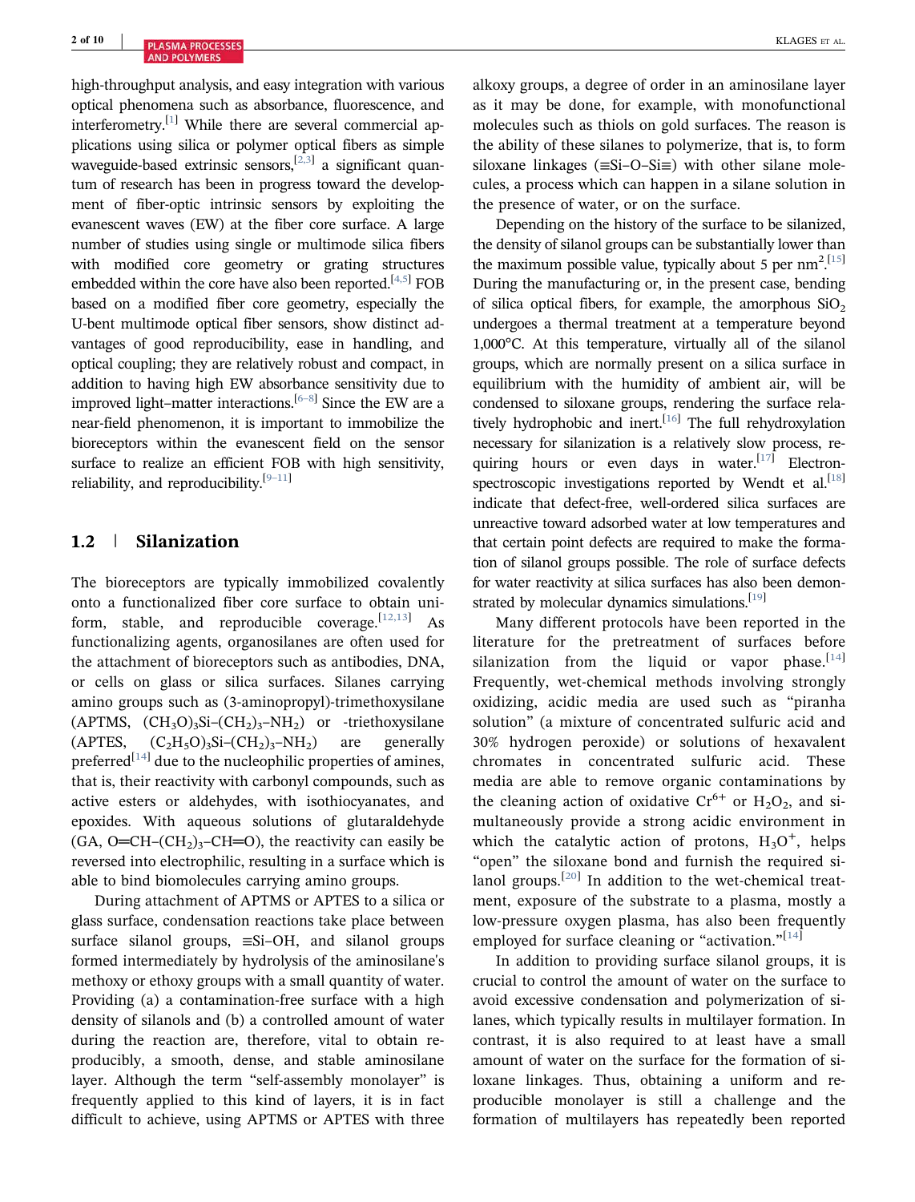high-throughput analysis, and easy integration with various optical phenomena such as absorbance, fluorescence, and interferometry.[1] While there are several commercial applications using silica or polymer optical fibers as simple waveguide-based extrinsic sensors,[2,3] a significant quantum of research has been in progress toward the development of fiber-optic intrinsic sensors by exploiting the evanescent waves (EW) at the fiber core surface. A large number of studies using single or multimode silica fibers with modified core geometry or grating structures embedded within the core have also been reported.[4,5] FOB based on a modified fiber core geometry, especially the U-bent multimode optical fiber sensors, show distinct advantages of good reproducibility, ease in handling, and optical coupling; they are relatively robust and compact, in addition to having high EW absorbance sensitivity due to improved light–matter interactions.[6–8] Since the EW are a near-field phenomenon, it is important to immobilize the bioreceptors within the evanescent field on the sensor surface to realize an efficient FOB with high sensitivity, reliability, and reproducibility.[9–11]

## 1.2 | Silanization

The bioreceptors are typically immobilized covalently onto a functionalized fiber core surface to obtain uniform, stable, and reproducible coverage.[12,13] As functionalizing agents, organosilanes are often used for the attachment of bioreceptors such as antibodies, DNA, or cells on glass or silica surfaces. Silanes carrying amino groups such as (3-aminopropyl)-trimethoxysilane (APTMS, $(CH_3O)_3Si{-}(CH_2)_3{-}NH_2$) or -triethoxysilane (APTES, $(C_2H_5O)_3Si{-}(CH_2)_3{-}NH_2$) are generally preferred[14] due to the nucleophilic properties of amines, that is, their reactivity with carbonyl compounds, such as active esters or aldehydes, with isothiocyanates, and epoxides. With aqueous solutions of glutaraldehyde (GA, $O{=}CH{-}(CH_2)_3{-}CH{=}O$), the reactivity can easily be reversed into electrophilic, resulting in a surface which is able to bind biomolecules carrying amino groups.

During attachment of APTMS or APTES to a silica or glass surface, condensation reactions take place between surface silanol groups, ≡Si–OH, and silanol groups formed intermediately by hydrolysis of the aminosilane's methoxy or ethoxy groups with a small quantity of water. Providing (a) a contamination-free surface with a high density of silanols and (b) a controlled amount of water during the reaction are, therefore, vital to obtain reproducibly, a smooth, dense, and stable aminosilane layer. Although the term "self-assembly monolayer" is frequently applied to this kind of layers, it is in fact difficult to achieve, using APTMS or APTES with three alkoxy groups, a degree of order in an aminosilane layer as it may be done, for example, with monofunctional molecules such as thiols on gold surfaces. The reason is the ability of these silanes to polymerize, that is, to form siloxane linkages (≡Si–O–Si≡) with other silane molecules, a process which can happen in a silane solution in the presence of water, or on the surface.

Depending on the history of the surface to be silanized, the density of silanol groups can be substantially lower than the maximum possible value, typically about 5 per $nm^2$.[15] During the manufacturing or, in the present case, bending of silica optical fibers, for example, the amorphous $SiO_2$ undergoes a thermal treatment at a temperature beyond 1,000°C. At this temperature, virtually all of the silanol groups, which are normally present on a silica surface in equilibrium with the humidity of ambient air, will be condensed to siloxane groups, rendering the surface relatively hydrophobic and inert.[16] The full rehydroxylation necessary for silanization is a relatively slow process, requiring hours or even days in water.[17] Electron-spectroscopic investigations reported by Wendt et al.[18] indicate that defect-free, well-ordered silica surfaces are unreactive toward adsorbed water at low temperatures and that certain point defects are required to make the formation of silanol groups possible. The role of surface defects for water reactivity at silica surfaces has also been demonstrated by molecular dynamics simulations.[19]

Many different protocols have been reported in the literature for the pretreatment of surfaces before silanization from the liquid or vapor phase.[14] Frequently, wet-chemical methods involving strongly oxidizing, acidic media are used such as "piranha solution" (a mixture of concentrated sulfuric acid and 30% hydrogen peroxide) or solutions of hexavalent chromates in concentrated sulfuric acid. These media are able to remove organic contaminations by the cleaning action of oxidative $Cr^{6+}$ or $H_2O_2$, and simultaneously provide a strong acidic environment in which the catalytic action of protons, $H_3O^+$, helps "open" the siloxane bond and furnish the required silanol groups.[20] In addition to the wet-chemical treatment, exposure of the substrate to a plasma, mostly a low-pressure oxygen plasma, has also been frequently employed for surface cleaning or "activation."[14]

In addition to providing surface silanol groups, it is crucial to control the amount of water on the surface to avoid excessive condensation and polymerization of silanes, which typically results in multilayer formation. In contrast, it is also required to at least have a small amount of water on the surface for the formation of siloxane linkages. Thus, obtaining a uniform and reproducible monolayer is still a challenge and the formation of multilayers has repeatedly been reported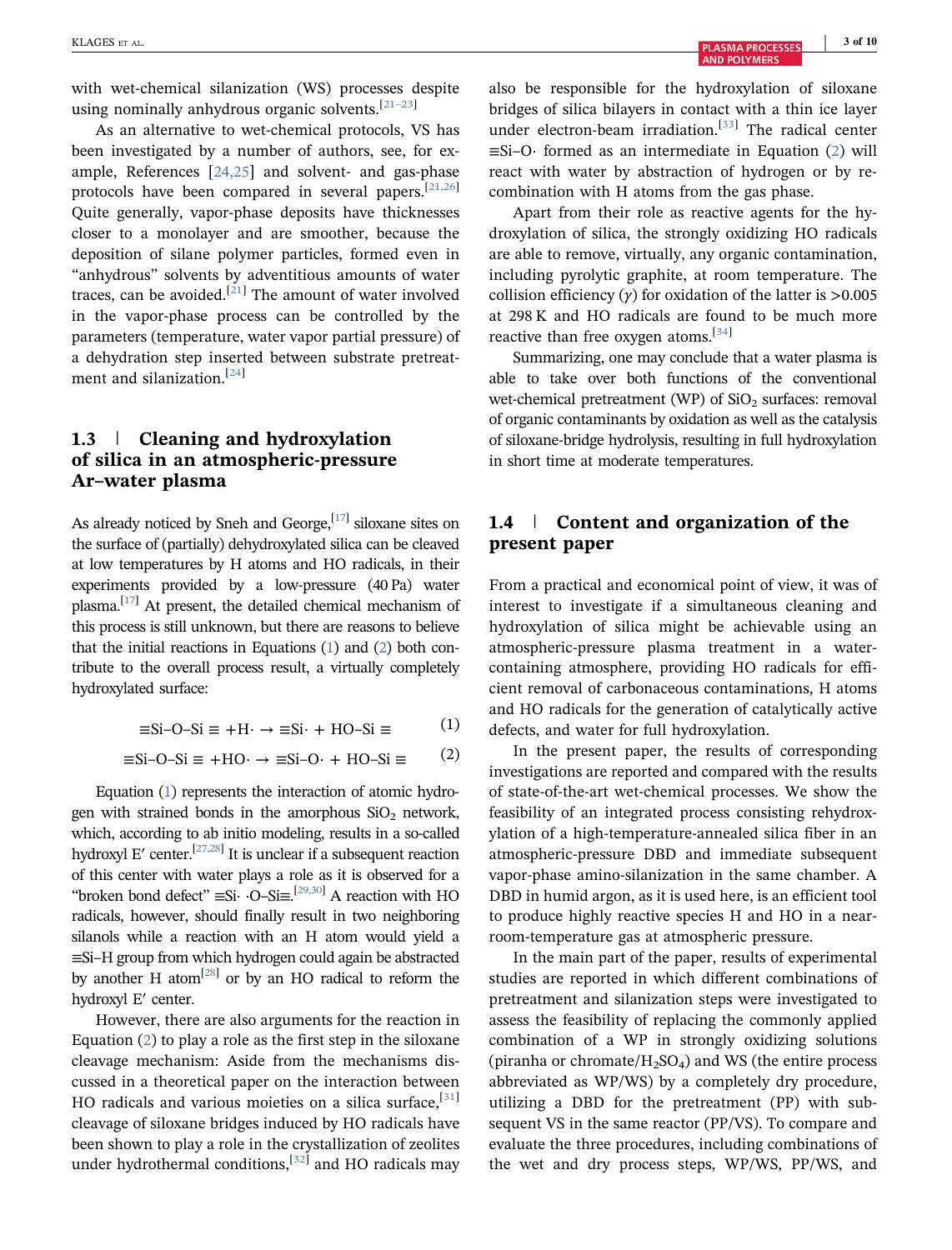with wet-chemical silanization (WS) processes despite using nominally anhydrous organic solvents.[21–23]

As an alternative to wet-chemical protocols, VS has been investigated by a number of authors, see, for example, References [24,25] and solvent- and gas-phase protocols have been compared in several papers.[21,26] Quite generally, vapor-phase deposits have thicknesses closer to a monolayer and are smoother, because the deposition of silane polymer particles, formed even in "anhydrous" solvents by adventitious amounts of water traces, can be avoided.[21] The amount of water involved in the vapor-phase process can be controlled by the parameters (temperature, water vapor partial pressure) of a dehydration step inserted between substrate pretreatment and silanization.[24]

## 1.3 | Cleaning and hydroxylation of silica in an atmospheric-pressure Ar–water plasma

As already noticed by Sneh and George,[17] siloxane sites on the surface of (partially) dehydroxylated silica can be cleaved at low temperatures by H atoms and HO radicals, in their experiments provided by a low-pressure (40 Pa) water plasma.[17] At present, the detailed chemical mechanism of this process is still unknown, but there are reasons to believe that the initial reactions in Equations (1) and (2) both contribute to the overall process result, a virtually completely hydroxylated surface:

$$\equiv\text{Si–O–Si}\equiv + \text{H}\cdot \rightarrow \equiv\text{Si}\cdot + \text{HO–Si}\equiv \tag{1}$$

$$\equiv\text{Si–O–Si}\equiv + \text{HO}\cdot \rightarrow \equiv\text{Si–O}\cdot + \text{HO–Si}\equiv \tag{2}$$

Equation (1) represents the interaction of atomic hydrogen with strained bonds in the amorphous $SiO_2$ network, which, according to ab initio modeling, results in a so-called hydroxyl E′ center.[27,28] It is unclear if a subsequent reaction of this center with water plays a role as it is observed for a "broken bond defect" ≡Si· ·O–Si≡.[29,30] A reaction with HO radicals, however, should finally result in two neighboring silanols while a reaction with an H atom would yield a ≡Si–H group from which hydrogen could again be abstracted by another H atom[28] or by an HO radical to reform the hydroxyl E′ center.

However, there are also arguments for the reaction in Equation (2) to play a role as the first step in the siloxane cleavage mechanism: Aside from the mechanisms discussed in a theoretical paper on the interaction between HO radicals and various moieties on a silica surface,[31] cleavage of siloxane bridges induced by HO radicals have been shown to play a role in the crystallization of zeolites under hydrothermal conditions,[32] and HO radicals may also be responsible for the hydroxylation of siloxane bridges of silica bilayers in contact with a thin ice layer under electron-beam irradiation.[33] The radical center ≡Si–O· formed as an intermediate in Equation (2) will react with water by abstraction of hydrogen or by recombination with H atoms from the gas phase.

Apart from their role as reactive agents for the hydroxylation of silica, the strongly oxidizing HO radicals are able to remove, virtually, any organic contamination, including pyrolytic graphite, at room temperature. The collision efficiency ($\gamma$) for oxidation of the latter is >0.005 at 298 K and HO radicals are found to be much more reactive than free oxygen atoms.[34]

Summarizing, one may conclude that a water plasma is able to take over both functions of the conventional wet-chemical pretreatment (WP) of $SiO_2$ surfaces: removal of organic contaminants by oxidation as well as the catalysis of siloxane-bridge hydrolysis, resulting in full hydroxylation in short time at moderate temperatures.

## 1.4 | Content and organization of the present paper

From a practical and economical point of view, it was of interest to investigate if a simultaneous cleaning and hydroxylation of silica might be achievable using an atmospheric-pressure plasma treatment in a water-containing atmosphere, providing HO radicals for efficient removal of carbonaceous contaminations, H atoms and HO radicals for the generation of catalytically active defects, and water for full hydroxylation.

In the present paper, the results of corresponding investigations are reported and compared with the results of state-of-the-art wet-chemical processes. We show the feasibility of an integrated process consisting rehydroxylation of a high-temperature-annealed silica fiber in an atmospheric-pressure DBD and immediate subsequent vapor-phase amino-silanization in the same chamber. A DBD in humid argon, as it is used here, is an efficient tool to produce highly reactive species H and HO in a near-room-temperature gas at atmospheric pressure.

In the main part of the paper, results of experimental studies are reported in which different combinations of pretreatment and silanization steps were investigated to assess the feasibility of replacing the commonly applied combination of a WP in strongly oxidizing solutions (piranha or chromate/$H_2SO_4$) and WS (the entire process abbreviated as WP/WS) by a completely dry procedure, utilizing a DBD for the pretreatment (PP) with subsequent VS in the same reactor (PP/VS). To compare and evaluate the three procedures, including combinations of the wet and dry process steps, WP/WS, PP/WS, and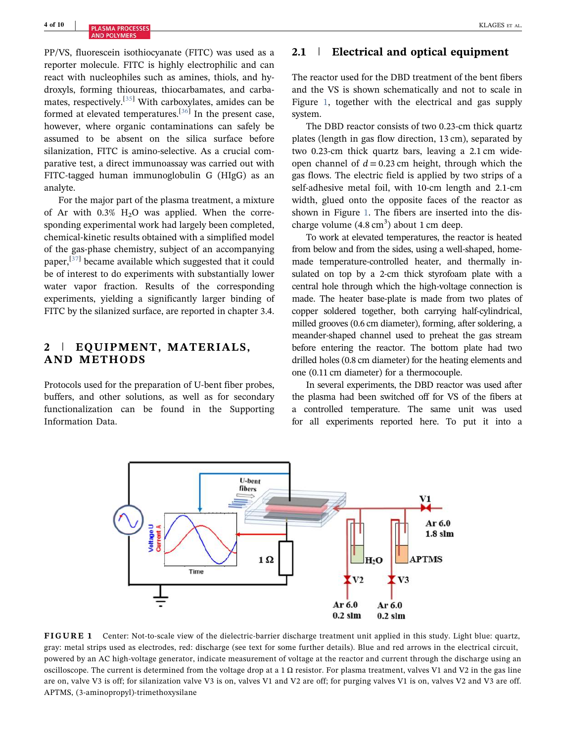PP/VS, fluorescein isothiocyanate (FITC) was used as a reporter molecule. FITC is highly electrophilic and can react with nucleophiles such as amines, thiols, and hydroxyls, forming thioureas, thiocarbamates, and carbamates, respectively.[35] With carboxylates, amides can be formed at elevated temperatures.[36] In the present case, however, where organic contaminations can safely be assumed to be absent on the silica surface before silanization, FITC is amino-selective. As a crucial comparative test, a direct immunoassay was carried out with FITC-tagged human immunoglobulin G (HIgG) as an analyte.

For the major part of the plasma treatment, a mixture of Ar with 0.3% $H_2O$ was applied. When the corresponding experimental work had largely been completed, chemical-kinetic results obtained with a simplified model of the gas-phase chemistry, subject of an accompanying paper,[37] became available which suggested that it could be of interest to do experiments with substantially lower water vapor fraction. Results of the corresponding experiments, yielding a significantly larger binding of FITC by the silanized surface, are reported in chapter 3.4.

## 2 | EQUIPMENT, MATERIALS, AND METHODS

Protocols used for the preparation of U-bent fiber probes, buffers, and other solutions, as well as for secondary functionalization can be found in the Supporting Information Data.

### 2.1 | Electrical and optical equipment

The reactor used for the DBD treatment of the bent fibers and the VS is shown schematically and not to scale in Figure 1, together with the electrical and gas supply system.

The DBD reactor consists of two 0.23-cm thick quartz plates (length in gas flow direction, 13 cm), separated by two 0.23-cm thick quartz bars, leaving a 2.1 cm wide-open channel of $d = 0.23$ cm height, through which the gas flows. The electric field is applied by two strips of a self-adhesive metal foil, with 10-cm length and 2.1-cm width, glued onto the opposite faces of the reactor as shown in Figure 1. The fibers are inserted into the discharge volume (4.8 $cm^3$) about 1 cm deep.

To work at elevated temperatures, the reactor is heated from below and from the sides, using a well-shaped, home-made temperature-controlled heater, and thermally insulated on top by a 2-cm thick styrofoam plate with a central hole through which the high-voltage connection is made. The heater base-plate is made from two plates of copper soldered together, both carrying half-cylindrical, milled grooves (0.6 cm diameter), forming, after soldering, a meander-shaped channel used to preheat the gas stream before entering the reactor. The bottom plate had two drilled holes (0.8 cm diameter) for the heating elements and one (0.11 cm diameter) for a thermocouple.

In several experiments, the DBD reactor was used after the plasma had been switched off for VS of the fibers at a controlled temperature. The same unit was used for all experiments reported here. To put it into a

**FIGURE 1** Center: Not-to-scale view of the dielectric-barrier discharge treatment unit applied in this study. Light blue: quartz, gray: metal strips used as electrodes, red: discharge (see text for some further details). Blue and red arrows in the electrical circuit, powered by an AC high-voltage generator, indicate measurement of voltage at the reactor and current through the discharge using an oscilloscope. The current is determined from the voltage drop at a 1 Ω resistor. For plasma treatment, valves V1 and V2 in the gas line are on, valve V3 is off; for silanization valve V3 is on, valves V1 and V2 are off; for purging valves V1 is on, valves V2 and V3 are off. APTMS, (3-aminopropyl)-trimethoxysilane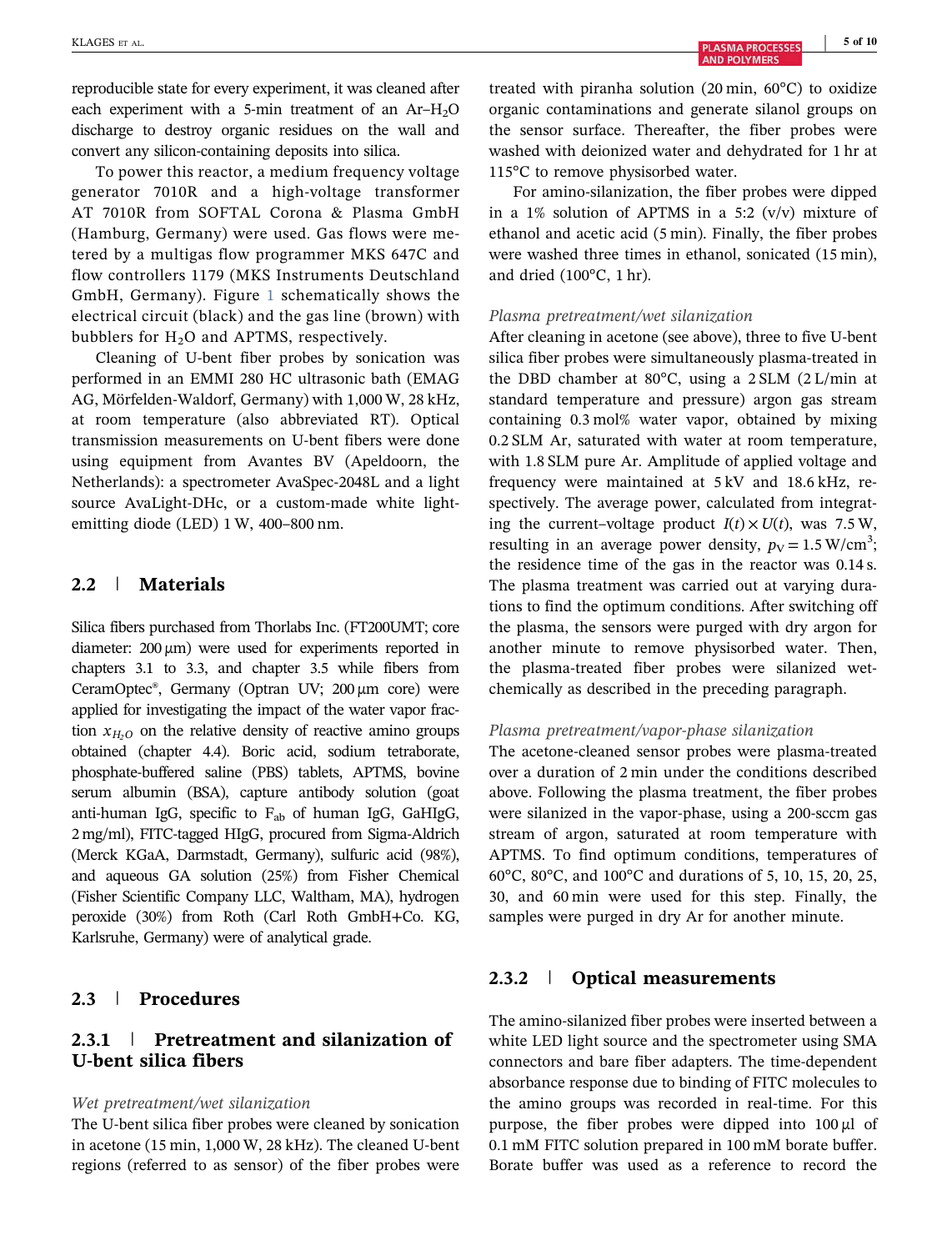reproducible state for every experiment, it was cleaned after each experiment with a 5-min treatment of an Ar–$H_2O$ discharge to destroy organic residues on the wall and convert any silicon-containing deposits into silica.

To power this reactor, a medium frequency voltage generator 7010R and a high-voltage transformer AT 7010R from SOFTAL Corona & Plasma GmbH (Hamburg, Germany) were used. Gas flows were metered by a multigas flow programmer MKS 647C and flow controllers 1179 (MKS Instruments Deutschland GmbH, Germany). Figure 1 schematically shows the electrical circuit (black) and the gas line (brown) with bubblers for $H_2O$ and APTMS, respectively.

Cleaning of U-bent fiber probes by sonication was performed in an EMMI 280 HC ultrasonic bath (EMAG AG, Mörfelden-Waldorf, Germany) with 1,000 W, 28 kHz, at room temperature (also abbreviated RT). Optical transmission measurements on U-bent fibers were done using equipment from Avantes BV (Apeldoorn, the Netherlands): a spectrometer AvaSpec-2048L and a light source AvaLight-DHc, or a custom-made white light-emitting diode (LED) 1 W, 400–800 nm.

## 2.2 | Materials

Silica fibers purchased from Thorlabs Inc. (FT200UMT; core diameter: 200 µm) were used for experiments reported in chapters 3.1 to 3.3, and chapter 3.5 while fibers from CeramOptec®, Germany (Optran UV; 200 µm core) were applied for investigating the impact of the water vapor fraction $x_{H_2O}$ on the relative density of reactive amino groups obtained (chapter 4.4). Boric acid, sodium tetraborate, phosphate-buffered saline (PBS) tablets, APTMS, bovine serum albumin (BSA), capture antibody solution (goat anti-human IgG, specific to $F_{ab}$ of human IgG, GaHIgG, 2 mg/ml), FITC-tagged HIgG, procured from Sigma-Aldrich (Merck KGaA, Darmstadt, Germany), sulfuric acid (98%), and aqueous GA solution (25%) from Fisher Chemical (Fisher Scientific Company LLC, Waltham, MA), hydrogen peroxide (30%) from Roth (Carl Roth GmbH+Co. KG, Karlsruhe, Germany) were of analytical grade.

## 2.3 | Procedures

### 2.3.1 | Pretreatment and silanization of U-bent silica fibers

*Wet pretreatment/wet silanization*

The U-bent silica fiber probes were cleaned by sonication in acetone (15 min, 1,000 W, 28 kHz). The cleaned U-bent regions (referred to as sensor) of the fiber probes were treated with piranha solution (20 min, 60°C) to oxidize organic contaminations and generate silanol groups on the sensor surface. Thereafter, the fiber probes were washed with deionized water and dehydrated for 1 hr at 115°C to remove physisorbed water.

For amino-silanization, the fiber probes were dipped in a 1% solution of APTMS in a 5:2 (v/v) mixture of ethanol and acetic acid (5 min). Finally, the fiber probes were washed three times in ethanol, sonicated (15 min), and dried (100°C, 1 hr).

*Plasma pretreatment/wet silanization*

After cleaning in acetone (see above), three to five U-bent silica fiber probes were simultaneously plasma-treated in the DBD chamber at 80°C, using a 2 SLM (2 L/min at standard temperature and pressure) argon gas stream containing 0.3 mol% water vapor, obtained by mixing 0.2 SLM Ar, saturated with water at room temperature, with 1.8 SLM pure Ar. Amplitude of applied voltage and frequency were maintained at 5 kV and 18.6 kHz, respectively. The average power, calculated from integrating the current–voltage product $I(t) \times U(t)$, was 7.5 W, resulting in an average power density, $p_V = 1.5\ \text{W/cm}^3$; the residence time of the gas in the reactor was 0.14 s. The plasma treatment was carried out at varying durations to find the optimum conditions. After switching off the plasma, the sensors were purged with dry argon for another minute to remove physisorbed water. Then, the plasma-treated fiber probes were silanized wet-chemically as described in the preceding paragraph.

*Plasma pretreatment/vapor-phase silanization*

The acetone-cleaned sensor probes were plasma-treated over a duration of 2 min under the conditions described above. Following the plasma treatment, the fiber probes were silanized in the vapor-phase, using a 200-sccm gas stream of argon, saturated at room temperature with APTMS. To find optimum conditions, temperatures of 60°C, 80°C, and 100°C and durations of 5, 10, 15, 20, 25, 30, and 60 min were used for this step. Finally, the samples were purged in dry Ar for another minute.

### 2.3.2 | Optical measurements

The amino-silanized fiber probes were inserted between a white LED light source and the spectrometer using SMA connectors and bare fiber adapters. The time-dependent absorbance response due to binding of FITC molecules to the amino groups was recorded in real-time. For this purpose, the fiber probes were dipped into 100 µl of 0.1 mM FITC solution prepared in 100 mM borate buffer. Borate buffer was used as a reference to record the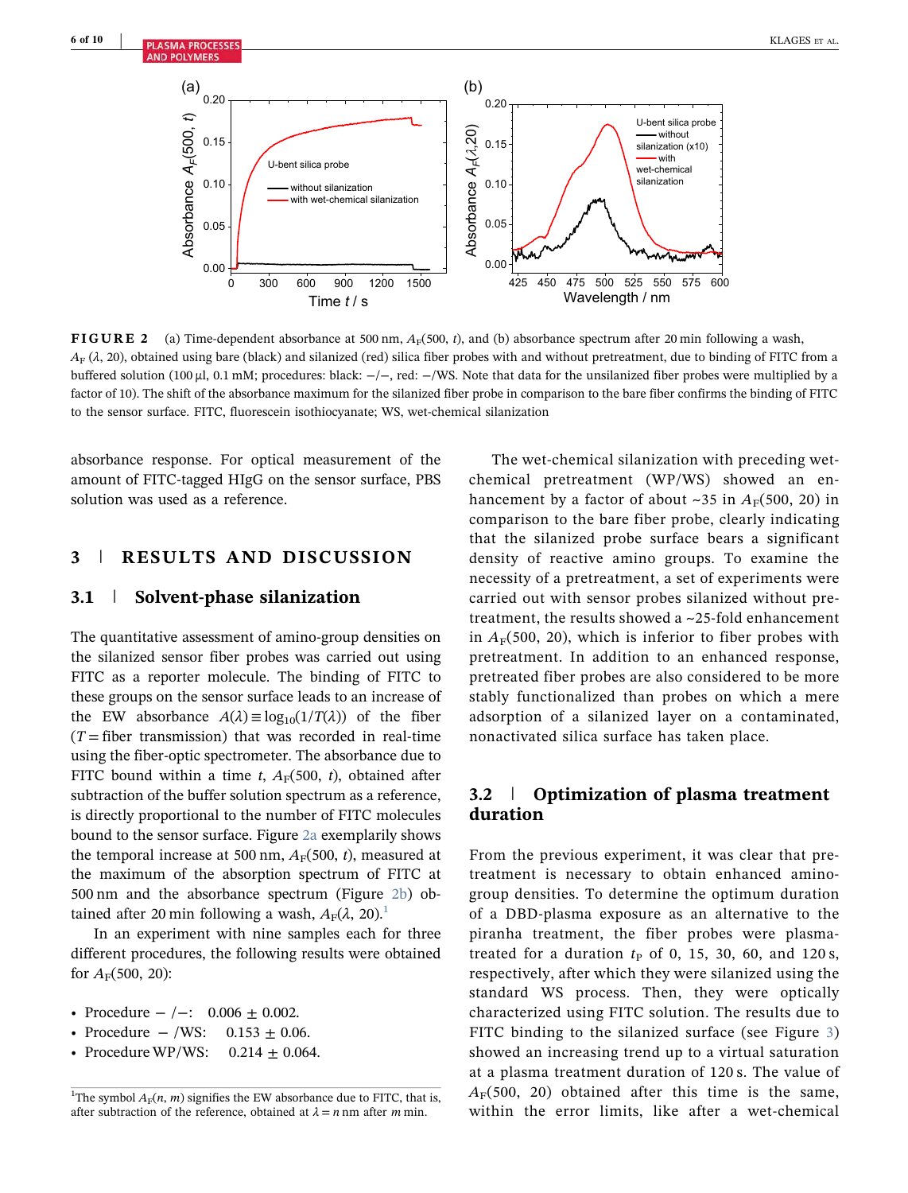**FIGURE 2** (a) Time-dependent absorbance at 500 nm, $A_F(500, t)$, and (b) absorbance spectrum after 20 min following a wash, $A_F(\lambda, 20)$, obtained using bare (black) and silanized (red) silica fiber probes with and without pretreatment, due to binding of FITC from a buffered solution (100 µl, 0.1 mM; procedures: black: −/−, red: −/WS. Note that data for the unsilanized fiber probes were multiplied by a factor of 10). The shift of the absorbance maximum for the silanized fiber probe in comparison to the bare fiber confirms the binding of FITC to the sensor surface. FITC, fluorescein isothiocyanate; WS, wet-chemical silanization

absorbance response. For optical measurement of the amount of FITC-tagged HIgG on the sensor surface, PBS solution was used as a reference.

## 3 | RESULTS AND DISCUSSION

### 3.1 | Solvent-phase silanization

The quantitative assessment of amino-group densities on the silanized sensor fiber probes was carried out using FITC as a reporter molecule. The binding of FITC to these groups on the sensor surface leads to an increase of the EW absorbance $A(\lambda) \equiv \log_{10}(1/T(\lambda))$ of the fiber ($T$ = fiber transmission) that was recorded in real-time using the fiber-optic spectrometer. The absorbance due to FITC bound within a time $t$, $A_F(500, t)$, obtained after subtraction of the buffer solution spectrum as a reference, is directly proportional to the number of FITC molecules bound to the sensor surface. Figure 2a exemplarily shows the temporal increase at 500 nm, $A_F(500, t)$, measured at the maximum of the absorption spectrum of FITC at 500 nm and the absorbance spectrum (Figure 2b) obtained after 20 min following a wash, $A_F(\lambda, 20)$.[1]

In an experiment with nine samples each for three different procedures, the following results were obtained for $A_F(500, 20)$:

- Procedure − /−: 0.006 ± 0.002.
- Procedure − /WS: 0.153 ± 0.06.
- Procedure WP/WS: 0.214 ± 0.064.

[1]The symbol $A_F(n, m)$ signifies the EW absorbance due to FITC, that is, after subtraction of the reference, obtained at $\lambda = n$ nm after $m$ min.

The wet-chemical silanization with preceding wet-chemical pretreatment (WP/WS) showed an enhancement by a factor of about ~35 in $A_F(500, 20)$ in comparison to the bare fiber probe, clearly indicating that the silanized probe surface bears a significant density of reactive amino groups. To examine the necessity of a pretreatment, a set of experiments were carried out with sensor probes silanized without pretreatment, the results showed a ~25-fold enhancement in $A_F(500, 20)$, which is inferior to fiber probes with pretreatment. In addition to an enhanced response, pretreated fiber probes are also considered to be more stably functionalized than probes on which a mere adsorption of a silanized layer on a contaminated, nonactivated silica surface has taken place.

### 3.2 | Optimization of plasma treatment duration

From the previous experiment, it was clear that pretreatment is necessary to obtain enhanced amino-group densities. To determine the optimum duration of a DBD-plasma exposure as an alternative to the piranha treatment, the fiber probes were plasma-treated for a duration $t_P$ of 0, 15, 30, 60, and 120 s, respectively, after which they were silanized using the standard WS process. Then, they were optically characterized using FITC solution. The results due to FITC binding to the silanized surface (see Figure 3) showed an increasing trend up to a virtual saturation at a plasma treatment duration of 120 s. The value of $A_F(500, 20)$ obtained after this time is the same, within the error limits, like after a wet-chemical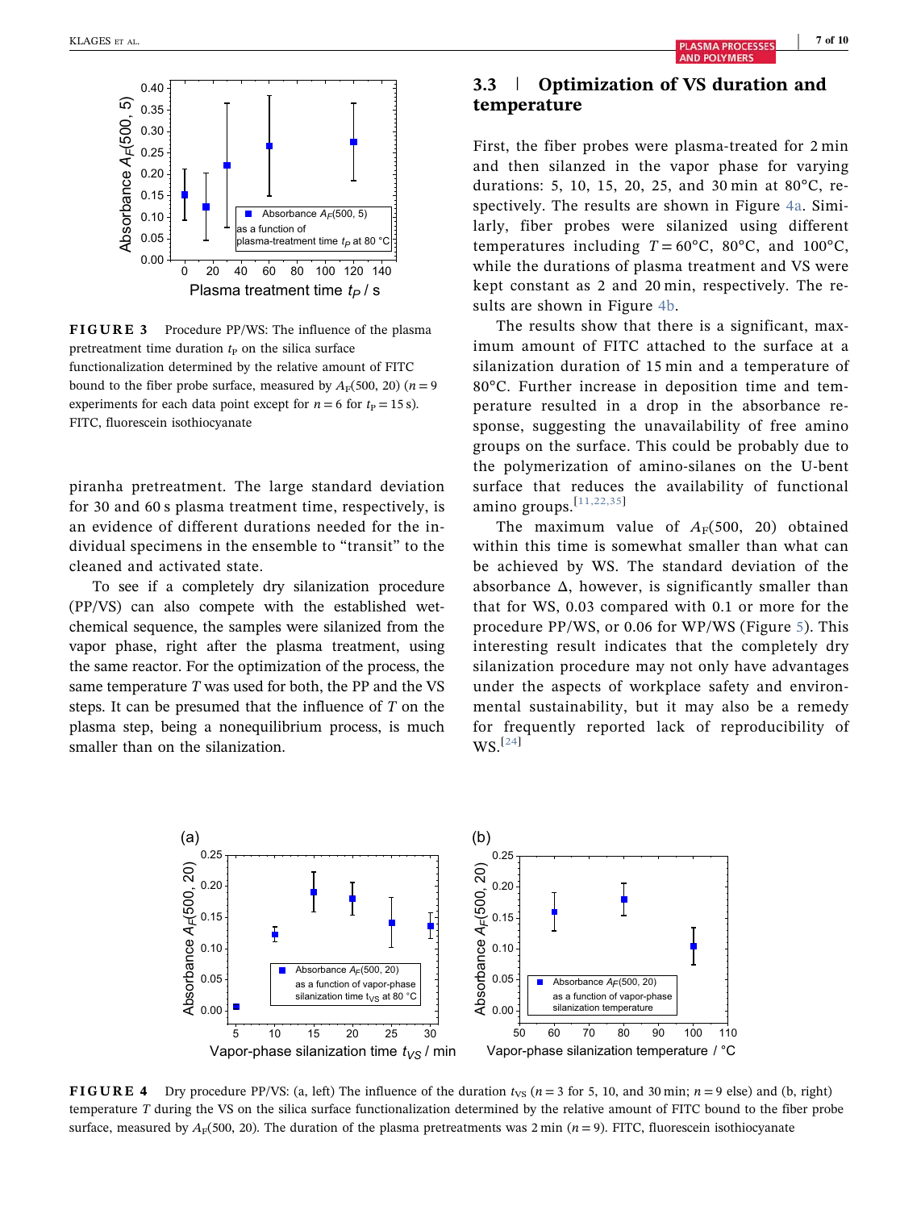**FIGURE 3** Procedure PP/WS: The influence of the plasma pretreatment time duration $t_P$ on the silica surface functionalization determined by the relative amount of FITC bound to the fiber probe surface, measured by $A_F(500, 20)$ ($n = 9$ experiments for each data point except for $n = 6$ for $t_P = 15$ s). FITC, fluorescein isothiocyanate

piranha pretreatment. The large standard deviation for 30 and 60 s plasma treatment time, respectively, is an evidence of different durations needed for the individual specimens in the ensemble to "transit" to the cleaned and activated state.

To see if a completely dry silanization procedure (PP/VS) can also compete with the established wet-chemical sequence, the samples were silanized from the vapor phase, right after the plasma treatment, using the same reactor. For the optimization of the process, the same temperature $T$ was used for both, the PP and the VS steps. It can be presumed that the influence of $T$ on the plasma step, being a nonequilibrium process, is much smaller than on the silanization.

## 3.3 | Optimization of VS duration and temperature

First, the fiber probes were plasma-treated for 2 min and then silanzed in the vapor phase for varying durations: 5, 10, 15, 20, 25, and 30 min at 80°C, respectively. The results are shown in Figure 4a. Similarly, fiber probes were silanized using different temperatures including $T = 60$°C, 80°C, and 100°C, while the durations of plasma treatment and VS were kept constant as 2 and 20 min, respectively. The results are shown in Figure 4b.

The results show that there is a significant, maximum amount of FITC attached to the surface at a silanization duration of 15 min and a temperature of 80°C. Further increase in deposition time and temperature resulted in a drop in the absorbance response, suggesting the unavailability of free amino groups on the surface. This could be probably due to the polymerization of amino-silanes on the U-bent surface that reduces the availability of functional amino groups.[11,22,35]

The maximum value of $A_F(500, 20)$ obtained within this time is somewhat smaller than what can be achieved by WS. The standard deviation of the absorbance Δ, however, is significantly smaller than that for WS, 0.03 compared with 0.1 or more for the procedure PP/WS, or 0.06 for WP/WS (Figure 5). This interesting result indicates that the completely dry silanization procedure may not only have advantages under the aspects of workplace safety and environmental sustainability, but it may also be a remedy for frequently reported lack of reproducibility of WS.[24]

**FIGURE 4** Dry procedure PP/VS: (a, left) The influence of the duration $t_{VS}$ ($n = 3$ for 5, 10, and 30 min; $n = 9$ else) and (b, right) temperature $T$ during the VS on the silica surface functionalization determined by the relative amount of FITC bound to the fiber probe surface, measured by $A_F(500, 20)$. The duration of the plasma pretreatments was 2 min ($n = 9$). FITC, fluorescein isothiocyanate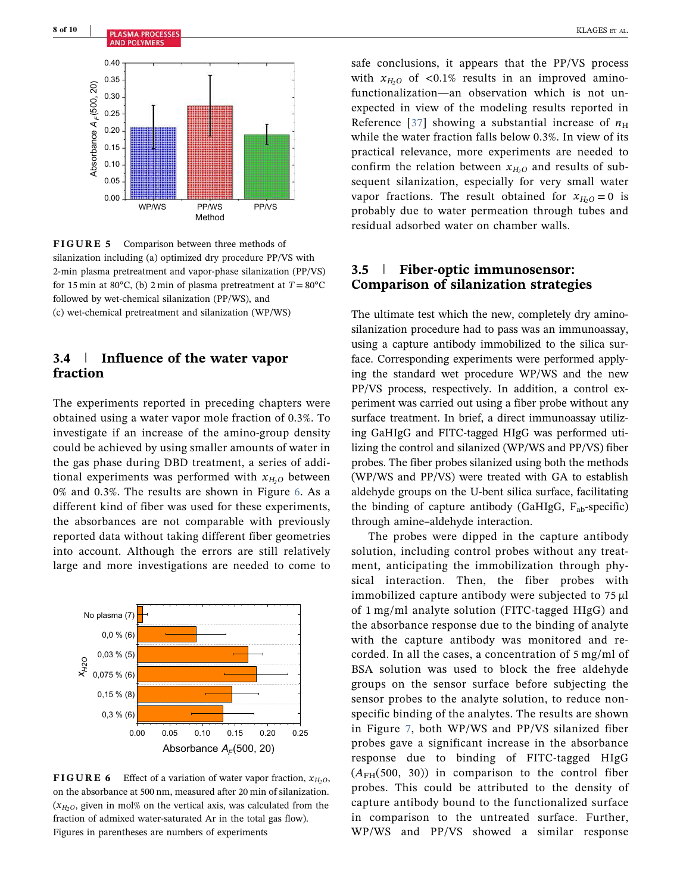FIGURE 5 Comparison between three methods of silanization including (a) optimized dry procedure PP/VS with 2-min plasma pretreatment and vapor-phase silanization (PP/VS) for 15 min at 80°C, (b) 2 min of plasma pretreatment at $T = 80°C$ followed by wet-chemical silanization (PP/WS), and (c) wet-chemical pretreatment and silanization (WP/WS)

## 3.4 | Influence of the water vapor fraction

The experiments reported in preceding chapters were obtained using a water vapor mole fraction of 0.3%. To investigate if an increase of the amino-group density could be achieved by using smaller amounts of water in the gas phase during DBD treatment, a series of additional experiments was performed with $x_{H_2O}$ between 0% and 0.3%. The results are shown in Figure 6. As a different kind of fiber was used for these experiments, the absorbances are not comparable with previously reported data without taking different fiber geometries into account. Although the errors are still relatively large and more investigations are needed to come to safe conclusions, it appears that the PP/VS process with $x_{H_2O}$ of <0.1% results in an improved amino-functionalization—an observation which is not unexpected in view of the modeling results reported in Reference [37] showing a substantial increase of $n_H$ while the water fraction falls below 0.3%. In view of its practical relevance, more experiments are needed to confirm the relation between $x_{H_2O}$ and results of subsequent silanization, especially for very small water vapor fractions. The result obtained for $x_{H_2O} = 0$ is probably due to water permeation through tubes and residual adsorbed water on chamber walls.

FIGURE 6 Effect of a variation of water vapor fraction, $x_{H_2O}$, on the absorbance at 500 nm, measured after 20 min of silanization. ($x_{H_2O}$, given in mol% on the vertical axis, was calculated from the fraction of admixed water-saturated Ar in the total gas flow). Figures in parentheses are numbers of experiments

## 3.5 | Fiber-optic immunosensor: Comparison of silanization strategies

The ultimate test which the new, completely dry amino-silanization procedure had to pass was an immunoassay, using a capture antibody immobilized to the silica surface. Corresponding experiments were performed applying the standard wet procedure WP/WS and the new PP/VS process, respectively. In addition, a control experiment was carried out using a fiber probe without any surface treatment. In brief, a direct immunoassay utilizing GaHIgG and FITC-tagged HIgG was performed utilizing the control and silanized (WP/WS and PP/VS) fiber probes. The fiber probes silanized using both the methods (WP/WS and PP/VS) were treated with GA to establish aldehyde groups on the U-bent silica surface, facilitating the binding of capture antibody (GaHIgG, $F_{ab}$-specific) through amine–aldehyde interaction.

The probes were dipped in the capture antibody solution, including control probes without any treatment, anticipating the immobilization through physical interaction. Then, the fiber probes with immobilized capture antibody were subjected to 75 µl of 1 mg/ml analyte solution (FITC-tagged HIgG) and the absorbance response due to the binding of analyte with the capture antibody was monitored and recorded. In all the cases, a concentration of 5 mg/ml of BSA solution was used to block the free aldehyde groups on the sensor surface before subjecting the sensor probes to the analyte solution, to reduce non-specific binding of the analytes. The results are shown in Figure 7, both WP/WS and PP/VS silanized fiber probes gave a significant increase in the absorbance response due to binding of FITC-tagged HIgG ($A_{FH}$(500, 30)) in comparison to the control fiber probes. This could be attributed to the density of capture antibody bound to the functionalized surface in comparison to the untreated surface. Further, WP/WS and PP/VS showed a similar response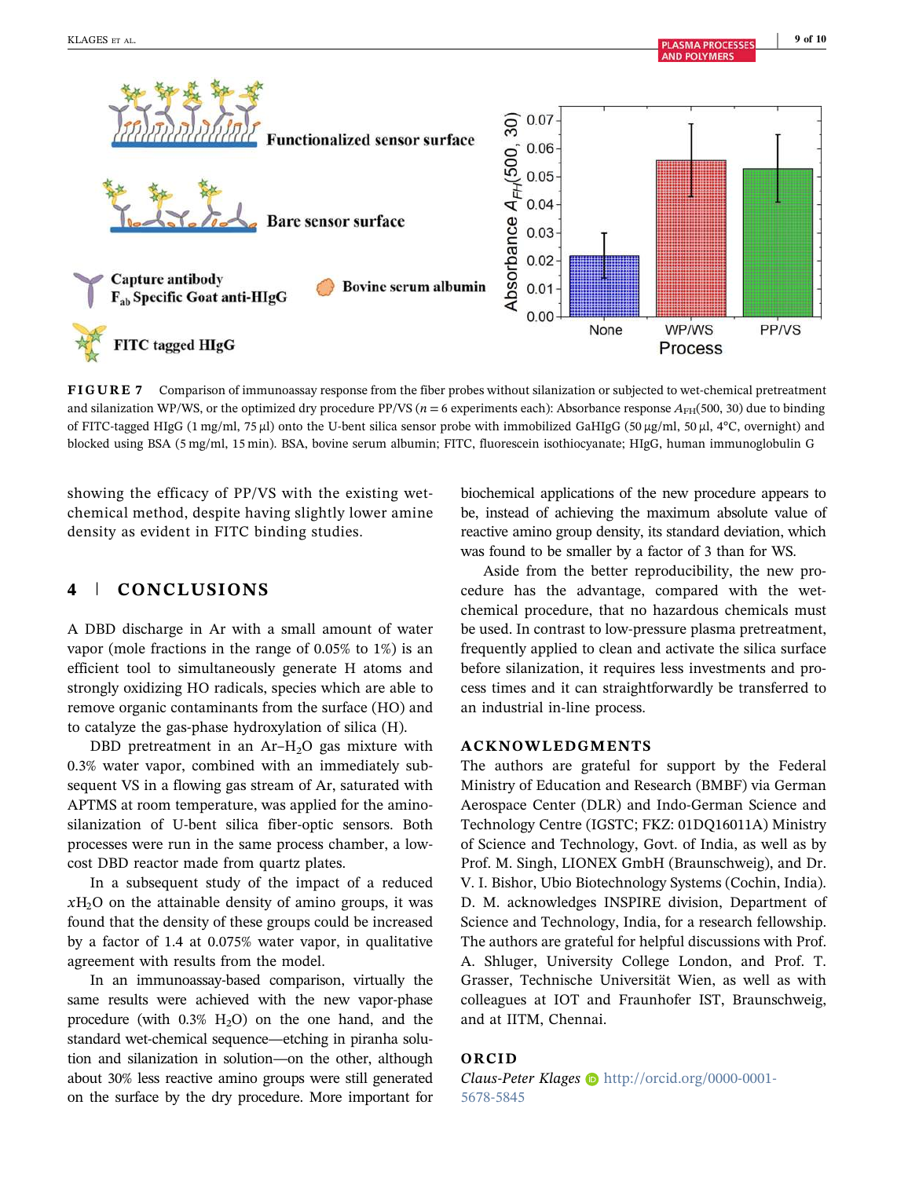**FIGURE 7** Comparison of immunoassay response from the fiber probes without silanization or subjected to wet-chemical pretreatment and silanization WP/WS, or the optimized dry procedure PP/VS ($n = 6$ experiments each): Absorbance response $A_{FH}(500, 30)$ due to binding of FITC-tagged HIgG (1 mg/ml, 75 µl) onto the U-bent silica sensor probe with immobilized GaHIgG (50 µg/ml, 50 µl, 4°C, overnight) and blocked using BSA (5 mg/ml, 15 min). BSA, bovine serum albumin; FITC, fluorescein isothiocyanate; HIgG, human immunoglobulin G

showing the efficacy of PP/VS with the existing wet-chemical method, despite having slightly lower amine density as evident in FITC binding studies.

## 4 | CONCLUSIONS

A DBD discharge in Ar with a small amount of water vapor (mole fractions in the range of 0.05% to 1%) is an efficient tool to simultaneously generate H atoms and strongly oxidizing HO radicals, species which are able to remove organic contaminants from the surface (HO) and to catalyze the gas-phase hydroxylation of silica (H).

DBD pretreatment in an Ar–$H_2O$ gas mixture with 0.3% water vapor, combined with an immediately subsequent VS in a flowing gas stream of Ar, saturated with APTMS at room temperature, was applied for the amino-silanization of U-bent silica fiber-optic sensors. Both processes were run in the same process chamber, a low-cost DBD reactor made from quartz plates.

In a subsequent study of the impact of a reduced $xH_2O$ on the attainable density of amino groups, it was found that the density of these groups could be increased by a factor of 1.4 at 0.075% water vapor, in qualitative agreement with results from the model.

In an immunoassay-based comparison, virtually the same results were achieved with the new vapor-phase procedure (with 0.3% $H_2O$) on the one hand, and the standard wet-chemical sequence—etching in piranha solution and silanization in solution—on the other, although about 30% less reactive amino groups were still generated on the surface by the dry procedure. More important for biochemical applications of the new procedure appears to be, instead of achieving the maximum absolute value of reactive amino group density, its standard deviation, which was found to be smaller by a factor of 3 than for WS.

Aside from the better reproducibility, the new procedure has the advantage, compared with the wet-chemical procedure, that no hazardous chemicals must be used. In contrast to low-pressure plasma pretreatment, frequently applied to clean and activate the silica surface before silanization, it requires less investments and process times and it can straightforwardly be transferred to an industrial in-line process.

## ACKNOWLEDGMENTS

The authors are grateful for support by the Federal Ministry of Education and Research (BMBF) via German Aerospace Center (DLR) and Indo-German Science and Technology Centre (IGSTC; FKZ: 01DQ16011A) Ministry of Science and Technology, Govt. of India, as well as by Prof. M. Singh, LIONEX GmbH (Braunschweig), and Dr. V. I. Bishor, Ubio Biotechnology Systems (Cochin, India). D. M. acknowledges INSPIRE division, Department of Science and Technology, India, for a research fellowship. The authors are grateful for helpful discussions with Prof. A. Shluger, University College London, and Prof. T. Grasser, Technische Universität Wien, as well as with colleagues at IOT and Fraunhofer IST, Braunschweig, and at IITM, Chennai.

## ORCID

*Claus-Peter Klages* http://orcid.org/0000-0001-5678-5845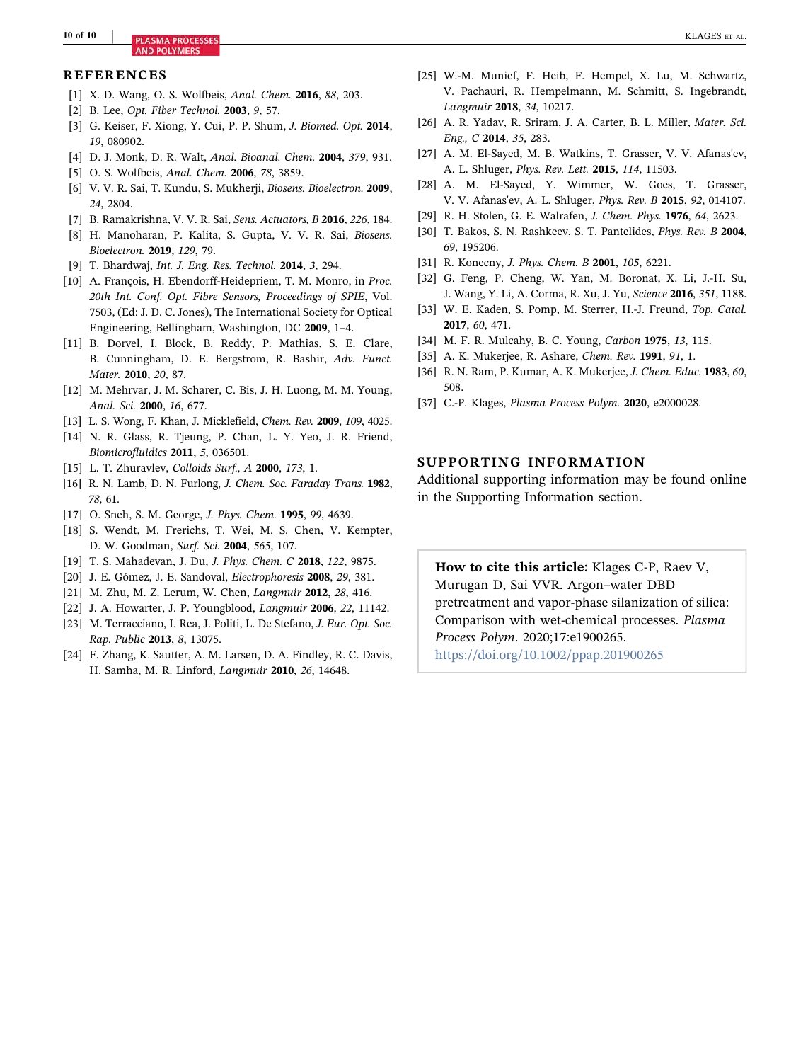## REFERENCES

[1] X. D. Wang, O. S. Wolfbeis, *Anal. Chem.* **2016**, *88*, 203.

[2] B. Lee, *Opt. Fiber Technol.* **2003**, *9*, 57.

[3] G. Keiser, F. Xiong, Y. Cui, P. P. Shum, *J. Biomed. Opt.* **2014**, *19*, 080902.

[4] D. J. Monk, D. R. Walt, *Anal. Bioanal. Chem.* **2004**, *379*, 931.

[5] O. S. Wolfbeis, *Anal. Chem.* **2006**, *78*, 3859.

[6] V. V. R. Sai, T. Kundu, S. Mukherji, *Biosens. Bioelectron.* **2009**, *24*, 2804.

[7] B. Ramakrishna, V. V. R. Sai, *Sens. Actuators, B* **2016**, *226*, 184.

[8] H. Manoharan, P. Kalita, S. Gupta, V. V. R. Sai, *Biosens. Bioelectron.* **2019**, *129*, 79.

[9] T. Bhardwaj, *Int. J. Eng. Res. Technol.* **2014**, *3*, 294.

[10] A. François, H. Ebendorff-Heidepriem, T. M. Monro, in *Proc. 20th Int. Conf. Opt. Fibre Sensors, Proceedings of SPIE*, Vol. 7503, (Ed: J. D. C. Jones), The International Society for Optical Engineering, Bellingham, Washington, DC **2009**, 1–4.

[11] B. Dorvel, I. Block, B. Reddy, P. Mathias, S. E. Clare, B. Cunningham, D. E. Bergstrom, R. Bashir, *Adv. Funct. Mater.* **2010**, *20*, 87.

[12] M. Mehrvar, J. M. Scharer, C. Bis, J. H. Luong, M. M. Young, *Anal. Sci.* **2000**, *16*, 677.

[13] L. S. Wong, F. Khan, J. Micklefield, *Chem. Rev.* **2009**, *109*, 4025.

[14] N. R. Glass, R. Tjeung, P. Chan, L. Y. Yeo, J. R. Friend, *Biomicrofluidics* **2011**, *5*, 036501.

[15] L. T. Zhuravlev, *Colloids Surf., A* **2000**, *173*, 1.

[16] R. N. Lamb, D. N. Furlong, *J. Chem. Soc. Faraday Trans.* **1982**, *78*, 61.

[17] O. Sneh, S. M. George, *J. Phys. Chem.* **1995**, *99*, 4639.

[18] S. Wendt, M. Frerichs, T. Wei, M. S. Chen, V. Kempter, D. W. Goodman, *Surf. Sci.* **2004**, *565*, 107.

[19] T. S. Mahadevan, J. Du, *J. Phys. Chem. C* **2018**, *122*, 9875.

[20] J. E. Gómez, J. E. Sandoval, *Electrophoresis* **2008**, *29*, 381.

[21] M. Zhu, M. Z. Lerum, W. Chen, *Langmuir* **2012**, *28*, 416.

[22] J. A. Howarter, J. P. Youngblood, *Langmuir* **2006**, *22*, 11142.

[23] M. Terracciano, I. Rea, J. Politi, L. De Stefano, *J. Eur. Opt. Soc. Rap. Public* **2013**, *8*, 13075.

[24] F. Zhang, K. Sautter, A. M. Larsen, D. A. Findley, R. C. Davis, H. Samha, M. R. Linford, *Langmuir* **2010**, *26*, 14648.

[25] W.-M. Munief, F. Heib, F. Hempel, X. Lu, M. Schwartz, V. Pachauri, R. Hempelmann, M. Schmitt, S. Ingebrandt, *Langmuir* **2018**, *34*, 10217.

[26] A. R. Yadav, R. Sriram, J. A. Carter, B. L. Miller, *Mater. Sci. Eng., C* **2014**, *35*, 283.

[27] A. M. El-Sayed, M. B. Watkins, T. Grasser, V. V. Afanas'ev, A. L. Shluger, *Phys. Rev. Lett.* **2015**, *114*, 11503.

[28] A. M. El-Sayed, Y. Wimmer, W. Goes, T. Grasser, V. V. Afanas'ev, A. L. Shluger, *Phys. Rev. B* **2015**, *92*, 014107.

[29] R. H. Stolen, G. E. Walrafen, *J. Chem. Phys.* **1976**, *64*, 2623.

[30] T. Bakos, S. N. Rashkeev, S. T. Pantelides, *Phys. Rev. B* **2004**, *69*, 195206.

[31] R. Konecny, *J. Phys. Chem. B* **2001**, *105*, 6221.

[32] G. Feng, P. Cheng, W. Yan, M. Boronat, X. Li, J.-H. Su, J. Wang, Y. Li, A. Corma, R. Xu, J. Yu, *Science* **2016**, *351*, 1188.

[33] W. E. Kaden, S. Pomp, M. Sterrer, H.-J. Freund, *Top. Catal.* **2017**, *60*, 471.

[34] M. F. R. Mulcahy, B. C. Young, *Carbon* **1975**, *13*, 115.

[35] A. K. Mukerjee, R. Ashare, *Chem. Rev.* **1991**, *91*, 1.

[36] R. N. Ram, P. Kumar, A. K. Mukerjee, *J. Chem. Educ.* **1983**, *60*, 508.

[37] C.-P. Klages, *Plasma Process Polym.* **2020**, e2000028.

## SUPPORTING INFORMATION

Additional supporting information may be found online in the Supporting Information section.

**How to cite this article:** Klages C-P, Raev V, Murugan D, Sai VVR. Argon–water DBD pretreatment and vapor-phase silanization of silica: Comparison with wet-chemical processes. *Plasma Process Polym*. 2020;17:e1900265. https://doi.org/10.1002/ppap.201900265